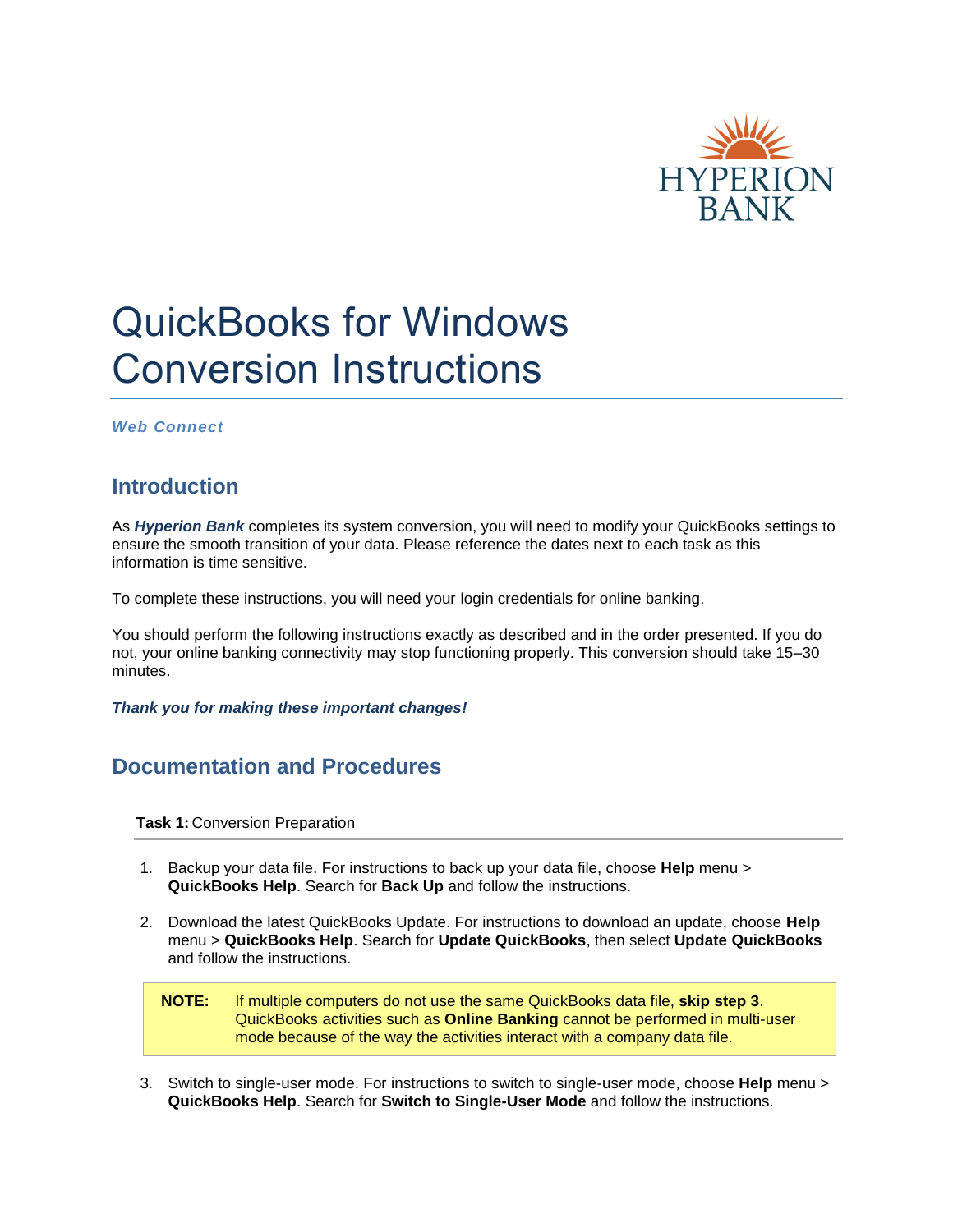HYPERION BANK

# QuickBooks for Windows Conversion Instructions

***Web Connect***

## Introduction

As ***Hyperion Bank*** completes its system conversion, you will need to modify your QuickBooks settings to ensure the smooth transition of your data. Please reference the dates next to each task as this information is time sensitive.

To complete these instructions, you will need your login credentials for online banking.

You should perform the following instructions exactly as described and in the order presented. If you do not, your online banking connectivity may stop functioning properly. This conversion should take 15–30 minutes.

***Thank you for making these important changes!***

## Documentation and Procedures

**Task 1:** Conversion Preparation

1. Backup your data file. For instructions to back up your data file, choose **Help** menu > **QuickBooks Help**. Search for **Back Up** and follow the instructions.

2. Download the latest QuickBooks Update. For instructions to download an update, choose **Help** menu > **QuickBooks Help**. Search for **Update QuickBooks**, then select **Update QuickBooks** and follow the instructions.

> **NOTE:** If multiple computers do not use the same QuickBooks data file, **skip step 3**. QuickBooks activities such as **Online Banking** cannot be performed in multi-user mode because of the way the activities interact with a company data file.

3. Switch to single-user mode. For instructions to switch to single-user mode, choose **Help** menu > **QuickBooks Help**. Search for **Switch to Single-User Mode** and follow the instructions.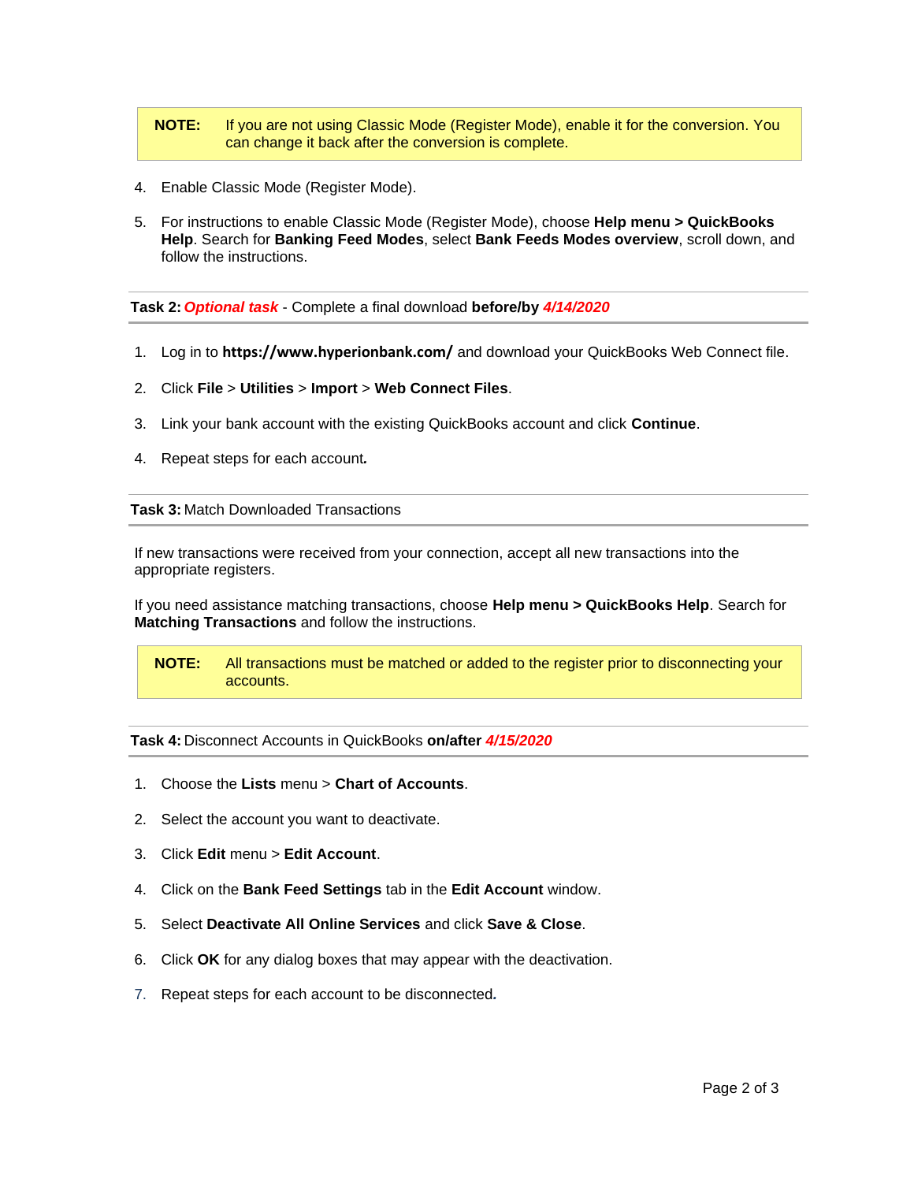> **NOTE:** If you are not using Classic Mode (Register Mode), enable it for the conversion. You can change it back after the conversion is complete.

4. Enable Classic Mode (Register Mode).

5. For instructions to enable Classic Mode (Register Mode), choose **Help menu > QuickBooks Help**. Search for **Banking Feed Modes**, select **Bank Feeds Modes overview**, scroll down, and follow the instructions.

---

**Task 2:** ***Optional task*** - Complete a final download **before/by** ***4/14/2020***

---

1. Log in to **https://www.hyperionbank.com/** and download your QuickBooks Web Connect file.

2. Click **File** > **Utilities** > **Import** > **Web Connect Files**.

3. Link your bank account with the existing QuickBooks account and click **Continue**.

4. Repeat steps for each account.

---

**Task 3:** Match Downloaded Transactions

---

If new transactions were received from your connection, accept all new transactions into the appropriate registers.

If you need assistance matching transactions, choose **Help menu > QuickBooks Help**. Search for **Matching Transactions** and follow the instructions.

> **NOTE:** All transactions must be matched or added to the register prior to disconnecting your accounts.

---

**Task 4:** Disconnect Accounts in QuickBooks **on/after** ***4/15/2020***

---

1. Choose the **Lists** menu > **Chart of Accounts**.

2. Select the account you want to deactivate.

3. Click **Edit** menu > **Edit Account**.

4. Click on the **Bank Feed Settings** tab in the **Edit Account** window.

5. Select **Deactivate All Online Services** and click **Save & Close**.

6. Click **OK** for any dialog boxes that may appear with the deactivation.

7. Repeat steps for each account to be disconnected.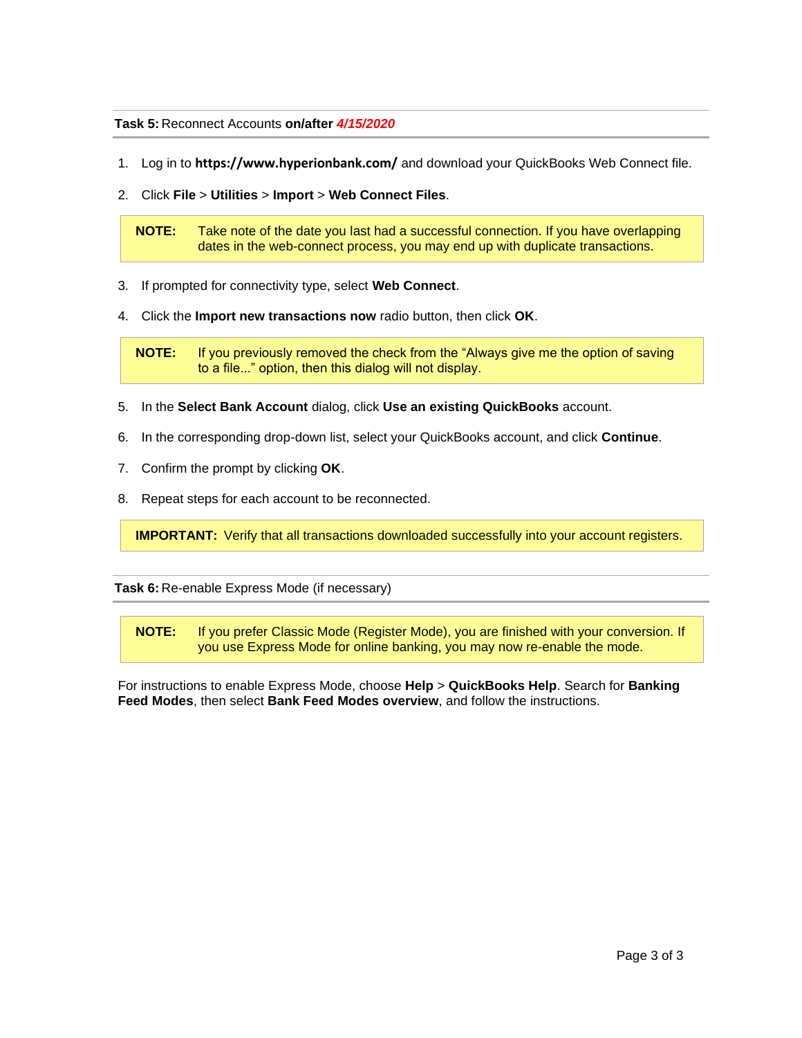**Task 5:** Reconnect Accounts **on/after** ***4/15/2020***

1. Log in to **https://www.hyperionbank.com/** and download your QuickBooks Web Connect file.
2. Click **File** > **Utilities** > **Import** > **Web Connect Files**.

> **NOTE:** Take note of the date you last had a successful connection. If you have overlapping dates in the web-connect process, you may end up with duplicate transactions.

3. If prompted for connectivity type, select **Web Connect**.
4. Click the **Import new transactions now** radio button, then click **OK**.

> **NOTE:** If you previously removed the check from the "Always give me the option of saving to a file..." option, then this dialog will not display.

5. In the **Select Bank Account** dialog, click **Use an existing QuickBooks** account.
6. In the corresponding drop-down list, select your QuickBooks account, and click **Continue**.
7. Confirm the prompt by clicking **OK**.
8. Repeat steps for each account to be reconnected.

> **IMPORTANT:** Verify that all transactions downloaded successfully into your account registers.

**Task 6:** Re-enable Express Mode (if necessary)

> **NOTE:** If you prefer Classic Mode (Register Mode), you are finished with your conversion. If you use Express Mode for online banking, you may now re-enable the mode.

For instructions to enable Express Mode, choose **Help** > **QuickBooks Help**. Search for **Banking Feed Modes**, then select **Bank Feed Modes overview**, and follow the instructions.